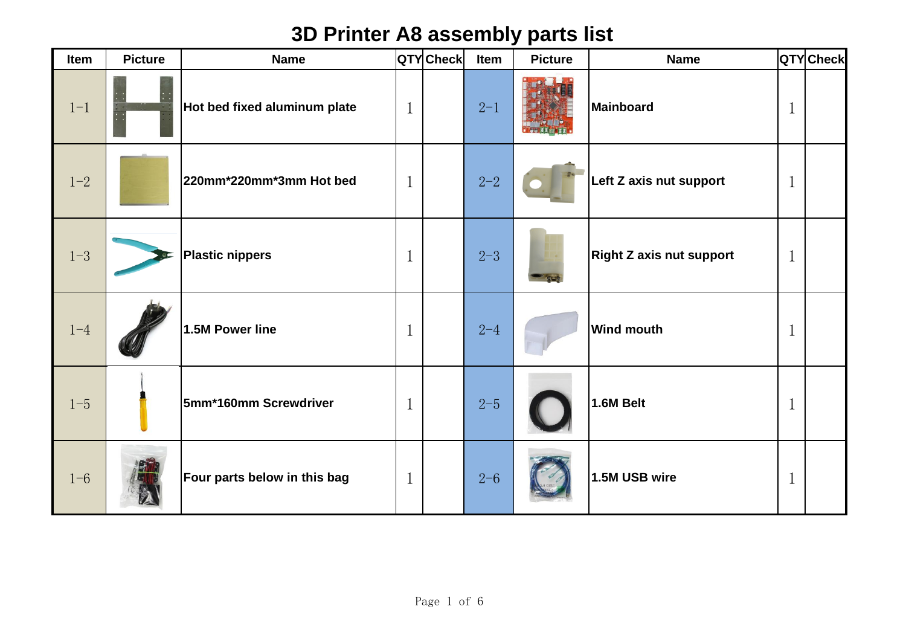# 3D Printer A8 assembly parts list

| Item | Picture | Name | QTY | Check | Item | Picture | Name | QTY | Check |
|---|---|---|---|---|---|---|---|---|---|
| 1-1 | | Hot bed fixed aluminum plate | 1 | | 2-1 | | Mainboard | 1 | |
| 1-2 | | 220mm*220mm*3mm Hot bed | 1 | | 2-2 | | Left Z axis nut support | 1 | |
| 1-3 | | Plastic nippers | 1 | | 2-3 | | Right Z axis nut support | 1 | |
| 1-4 | | 1.5M Power line | 1 | | 2-4 | | Wind mouth | 1 | |
| 1-5 | | 5mm*160mm Screwdriver | 1 | | 2-5 | | 1.6M Belt | 1 | |
| 1-6 | | Four parts below in this bag | 1 | | 2-6 | | 1.5M USB wire | 1 | |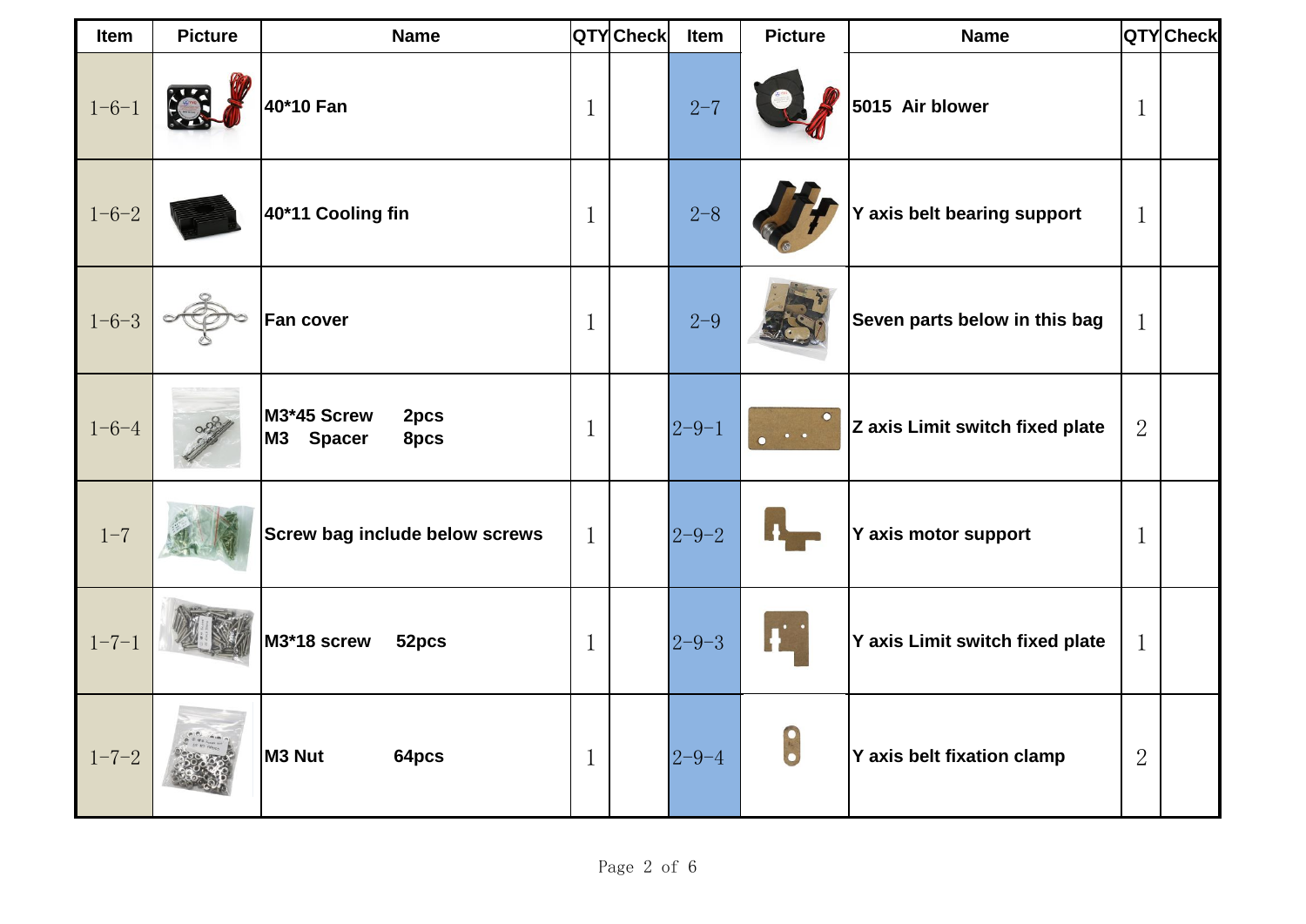| Item | Picture | Name | QTY | Check | Item | Picture | Name | QTY | Check |
|---|---|---|---|---|---|---|---|---|---|
| 1-6-1 | | 40*10 Fan | 1 | | 2-7 | | 5015 Air blower | 1 | |
| 1-6-2 | | 40*11 Cooling fin | 1 | | 2-8 | | Y axis belt bearing support | 1 | |
| 1-6-3 | | Fan cover | 1 | | 2-9 | | Seven parts below in this bag | 1 | |
| 1-6-4 | | M3*45 Screw 2pcs<br>M3 Spacer 8pcs | 1 | | 2-9-1 | | Z axis Limit switch fixed plate | 2 | |
| 1-7 | | Screw bag include below screws | 1 | | 2-9-2 | | Y axis motor support | 1 | |
| 1-7-1 | | M3*18 screw 52pcs | 1 | | 2-9-3 | | Y axis Limit switch fixed plate | 1 | |
| 1-7-2 | | M3 Nut 64pcs | 1 | | 2-9-4 | | Y axis belt fixation clamp | 2 | |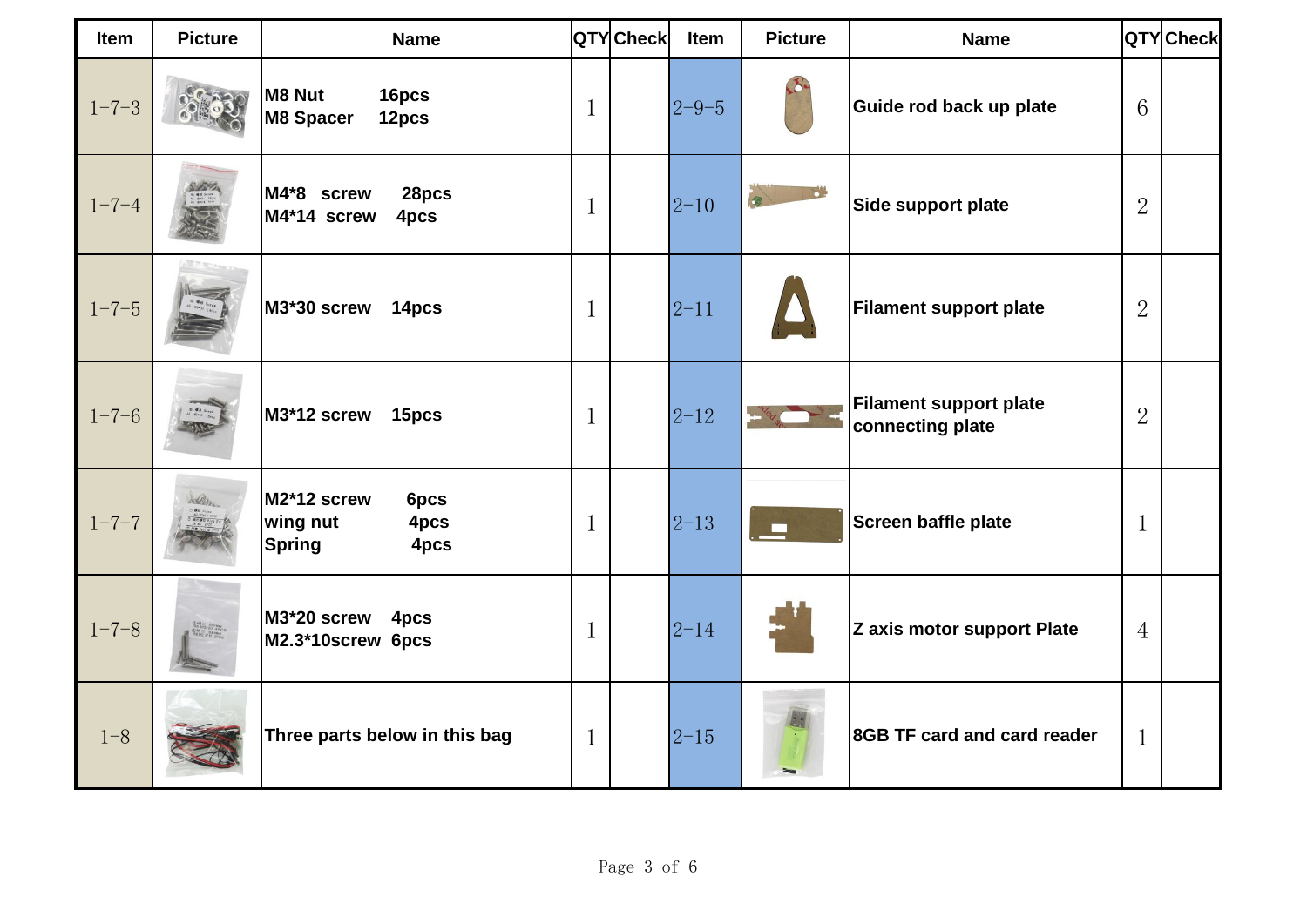| Item | Picture | Name | QTY | Check | Item | Picture | Name | QTY | Check |
|---|---|---|---|---|---|---|---|---|---|
| 1-7-3 | | M8 Nut 16pcs<br>M8 Spacer 12pcs | 1 | | 2-9-5 | | Guide rod back up plate | 6 | |
| 1-7-4 | | M4*8 screw 28pcs<br>M4*14 screw 4pcs | 1 | | 2-10 | | Side support plate | 2 | |
| 1-7-5 | | M3*30 screw 14pcs | 1 | | 2-11 | | Filament support plate | 2 | |
| 1-7-6 | | M3*12 screw 15pcs | 1 | | 2-12 | | Filament support plate connecting plate | 2 | |
| 1-7-7 | | M2*12 screw 6pcs<br>wing nut 4pcs<br>Spring 4pcs | 1 | | 2-13 | | Screen baffle plate | 1 | |
| 1-7-8 | | M3*20 screw 4pcs<br>M2.3*10screw 6pcs | 1 | | 2-14 | | Z axis motor support Plate | 4 | |
| 1-8 | | Three parts below in this bag | 1 | | 2-15 | | 8GB TF card and card reader | 1 | |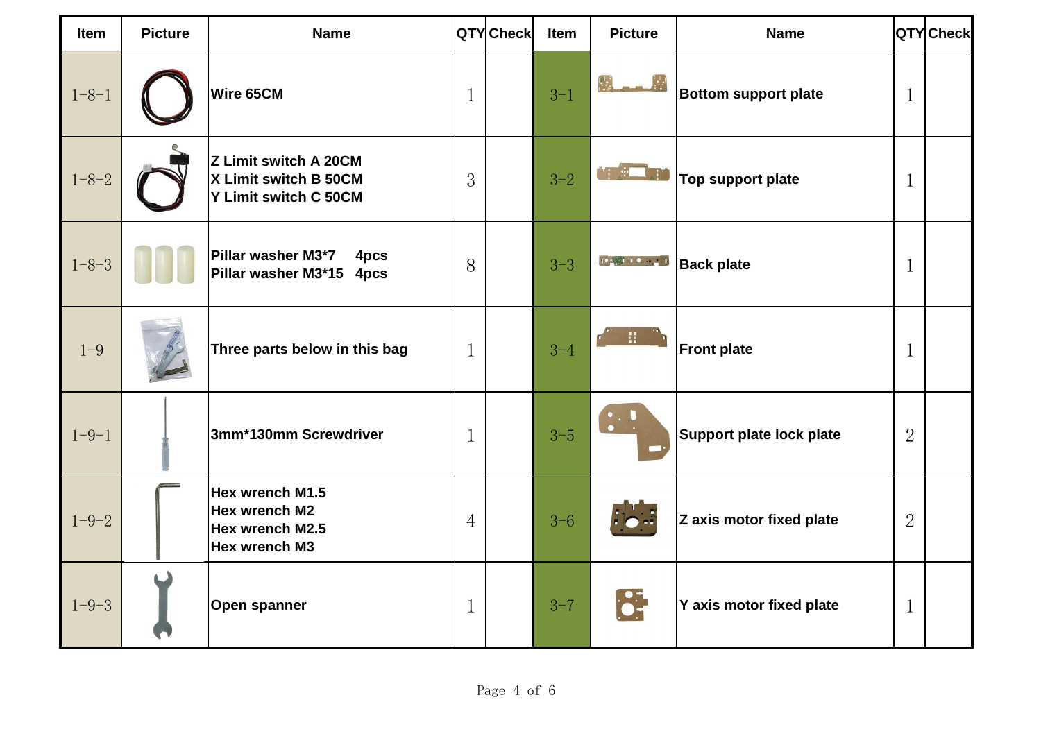| Item | Picture | Name | QTY | Check | Item | Picture | Name | QTY | Check |
|---|---|---|---|---|---|---|---|---|---|
| 1-8-1 | | Wire 65CM | 1 | | 3-1 | | Bottom support plate | 1 | |
| 1-8-2 | | Z Limit switch A 20CM<br>X Limit switch B 50CM<br>Y Limit switch C 50CM | 3 | | 3-2 | | Top support plate | 1 | |
| 1-8-3 | | Pillar washer M3*7 4pcs<br>Pillar washer M3*15 4pcs | 8 | | 3-3 | | Back plate | 1 | |
| 1-9 | | Three parts below in this bag | 1 | | 3-4 | | Front plate | 1 | |
| 1-9-1 | | 3mm*130mm Screwdriver | 1 | | 3-5 | | Support plate lock plate | 2 | |
| 1-9-2 | | Hex wrench M1.5<br>Hex wrench M2<br>Hex wrench M2.5<br>Hex wrench M3 | 4 | | 3-6 | | Z axis motor fixed plate | 2 | |
| 1-9-3 | | Open spanner | 1 | | 3-7 | | Y axis motor fixed plate | 1 | |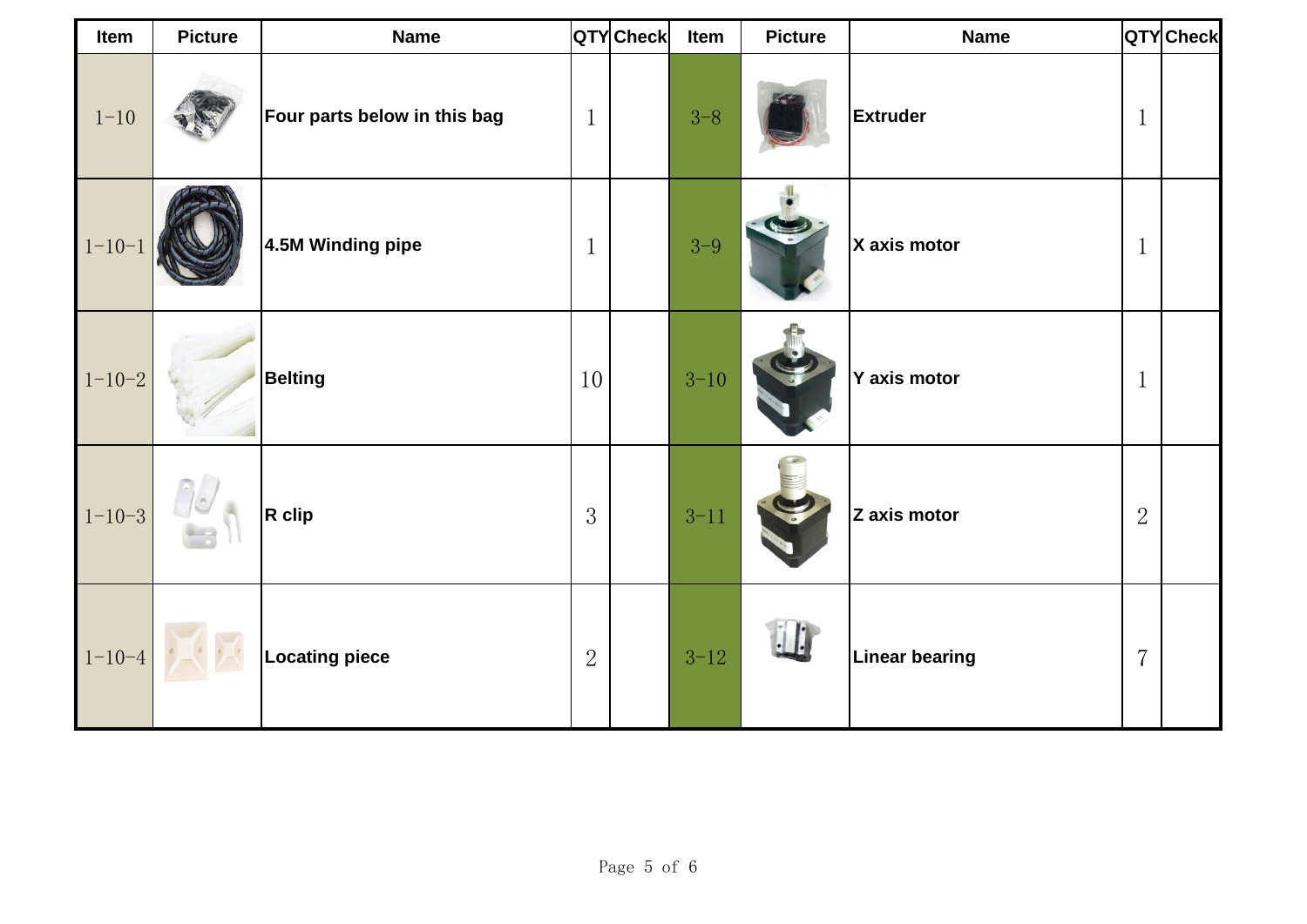| Item | Picture | Name | QTY | Check | Item | Picture | Name | QTY | Check |
|---|---|---|---|---|---|---|---|---|---|
| 1-10 | | Four parts below in this bag | 1 | | 3-8 | | Extruder | 1 | |
| 1-10-1 | | 4.5M Winding pipe | 1 | | 3-9 | | X axis motor | 1 | |
| 1-10-2 | | Belting | 10 | | 3-10 | | Y axis motor | 1 | |
| 1-10-3 | | R clip | 3 | | 3-11 | | Z axis motor | 2 | |
| 1-10-4 | | Locating piece | 2 | | 3-12 | | Linear bearing | 7 | |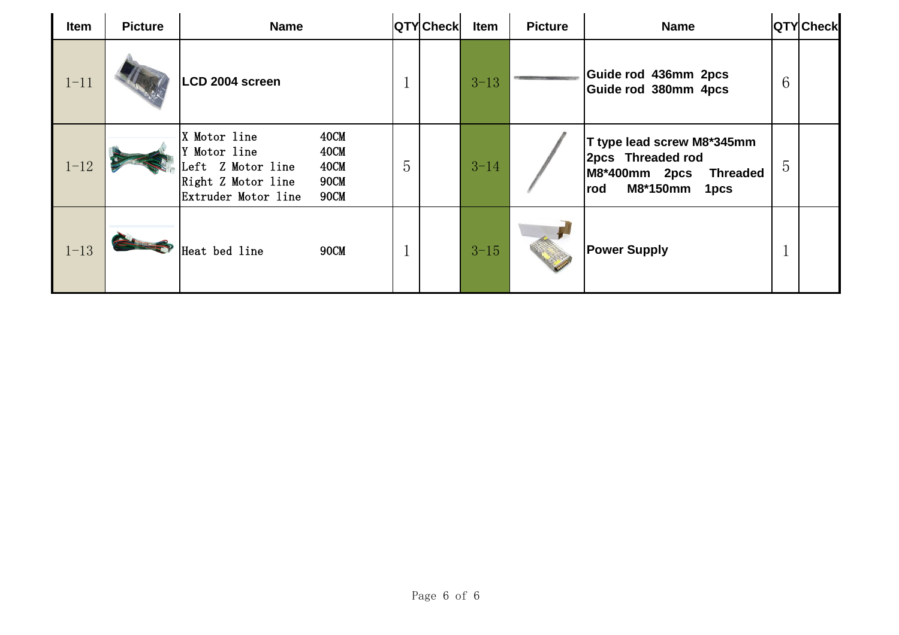| Item | Picture | Name | QTY | Check | Item | Picture | Name | QTY | Check |
|---|---|---|---|---|---|---|---|---|---|
| 1-11 | | **LCD 2004 screen** | 1 | | 3-13 | | **Guide rod 436mm 2pcs**<br>**Guide rod 380mm 4pcs** | 6 | |
| 1-12 | | X Motor line 40CM<br>Y Motor line 40CM<br>Left Z Motor line 40CM<br>Right Z Motor line 90CM<br>Extruder Motor line 90CM | 5 | | 3-14 | | **T type lead screw M8*345mm 2pcs Threaded rod M8*400mm 2pcs Threaded rod M8*150mm 1pcs** | 5 | |
| 1-13 | | Heat bed line 90CM | 1 | | 3-15 | | **Power Supply** | 1 | |